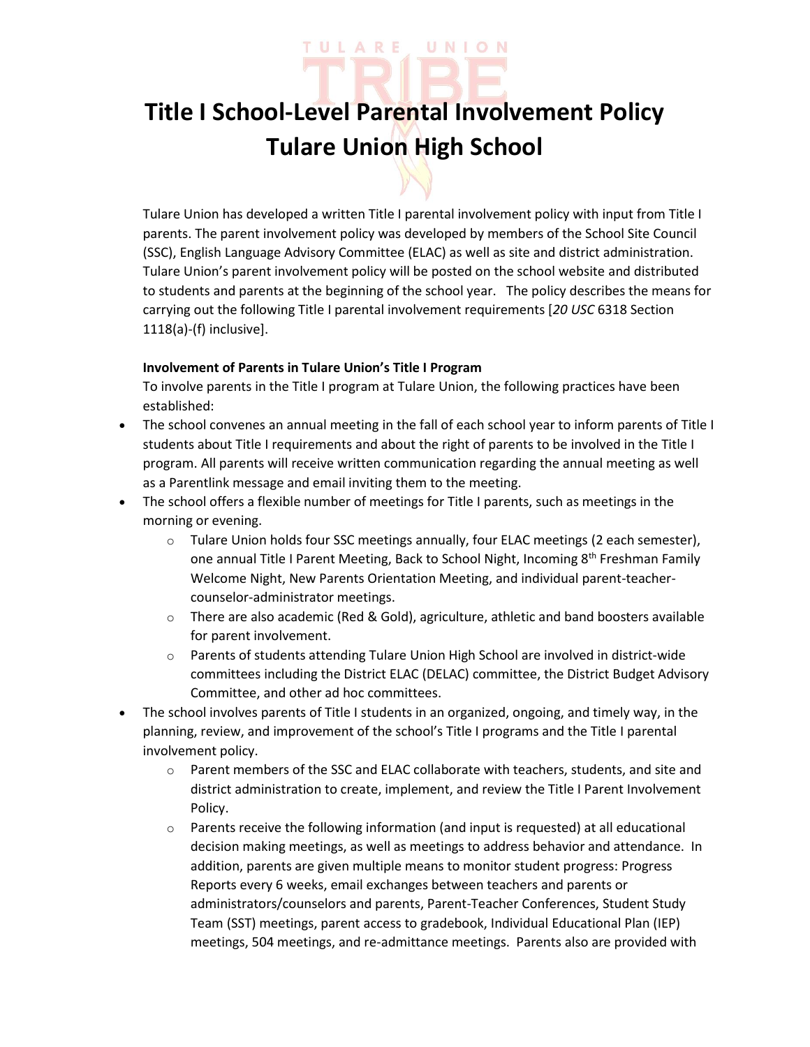# Title I School-Level Parental Involvement Policy
# Tulare Union High School

Tulare Union has developed a written Title I parental involvement policy with input from Title I parents. The parent involvement policy was developed by members of the School Site Council (SSC), English Language Advisory Committee (ELAC) as well as site and district administration. Tulare Union's parent involvement policy will be posted on the school website and distributed to students and parents at the beginning of the school year. The policy describes the means for carrying out the following Title I parental involvement requirements [*20 USC* 6318 Section 1118(a)-(f) inclusive].

**Involvement of Parents in Tulare Union's Title I Program**

To involve parents in the Title I program at Tulare Union, the following practices have been established:

- The school convenes an annual meeting in the fall of each school year to inform parents of Title I students about Title I requirements and about the right of parents to be involved in the Title I program. All parents will receive written communication regarding the annual meeting as well as a Parentlink message and email inviting them to the meeting.
- The school offers a flexible number of meetings for Title I parents, such as meetings in the morning or evening.
  - Tulare Union holds four SSC meetings annually, four ELAC meetings (2 each semester), one annual Title I Parent Meeting, Back to School Night, Incoming 8th Freshman Family Welcome Night, New Parents Orientation Meeting, and individual parent-teacher-counselor-administrator meetings.
  - There are also academic (Red & Gold), agriculture, athletic and band boosters available for parent involvement.
  - Parents of students attending Tulare Union High School are involved in district-wide committees including the District ELAC (DELAC) committee, the District Budget Advisory Committee, and other ad hoc committees.
- The school involves parents of Title I students in an organized, ongoing, and timely way, in the planning, review, and improvement of the school's Title I programs and the Title I parental involvement policy.
  - Parent members of the SSC and ELAC collaborate with teachers, students, and site and district administration to create, implement, and review the Title I Parent Involvement Policy.
  - Parents receive the following information (and input is requested) at all educational decision making meetings, as well as meetings to address behavior and attendance. In addition, parents are given multiple means to monitor student progress: Progress Reports every 6 weeks, email exchanges between teachers and parents or administrators/counselors and parents, Parent-Teacher Conferences, Student Study Team (SST) meetings, parent access to gradebook, Individual Educational Plan (IEP) meetings, 504 meetings, and re-admittance meetings. Parents also are provided with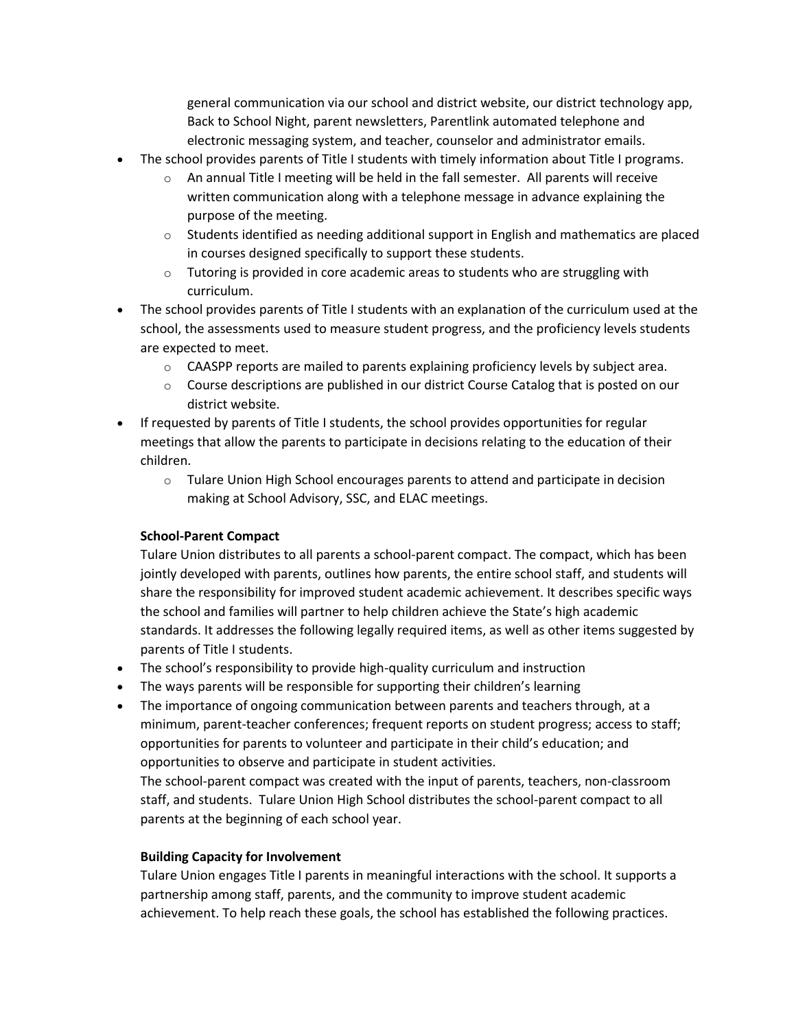general communication via our school and district website, our district technology app, Back to School Night, parent newsletters, Parentlink automated telephone and electronic messaging system, and teacher, counselor and administrator emails.

- The school provides parents of Title I students with timely information about Title I programs.
    - An annual Title I meeting will be held in the fall semester. All parents will receive written communication along with a telephone message in advance explaining the purpose of the meeting.
    - Students identified as needing additional support in English and mathematics are placed in courses designed specifically to support these students.
    - Tutoring is provided in core academic areas to students who are struggling with curriculum.
- The school provides parents of Title I students with an explanation of the curriculum used at the school, the assessments used to measure student progress, and the proficiency levels students are expected to meet.
    - CAASPP reports are mailed to parents explaining proficiency levels by subject area.
    - Course descriptions are published in our district Course Catalog that is posted on our district website.
- If requested by parents of Title I students, the school provides opportunities for regular meetings that allow the parents to participate in decisions relating to the education of their children.
    - Tulare Union High School encourages parents to attend and participate in decision making at School Advisory, SSC, and ELAC meetings.

**School-Parent Compact**

Tulare Union distributes to all parents a school-parent compact. The compact, which has been jointly developed with parents, outlines how parents, the entire school staff, and students will share the responsibility for improved student academic achievement. It describes specific ways the school and families will partner to help children achieve the State's high academic standards. It addresses the following legally required items, as well as other items suggested by parents of Title I students.

- The school's responsibility to provide high-quality curriculum and instruction
- The ways parents will be responsible for supporting their children's learning
- The importance of ongoing communication between parents and teachers through, at a minimum, parent-teacher conferences; frequent reports on student progress; access to staff; opportunities for parents to volunteer and participate in their child's education; and opportunities to observe and participate in student activities.

The school-parent compact was created with the input of parents, teachers, non-classroom staff, and students. Tulare Union High School distributes the school-parent compact to all parents at the beginning of each school year.

**Building Capacity for Involvement**

Tulare Union engages Title I parents in meaningful interactions with the school. It supports a partnership among staff, parents, and the community to improve student academic achievement. To help reach these goals, the school has established the following practices.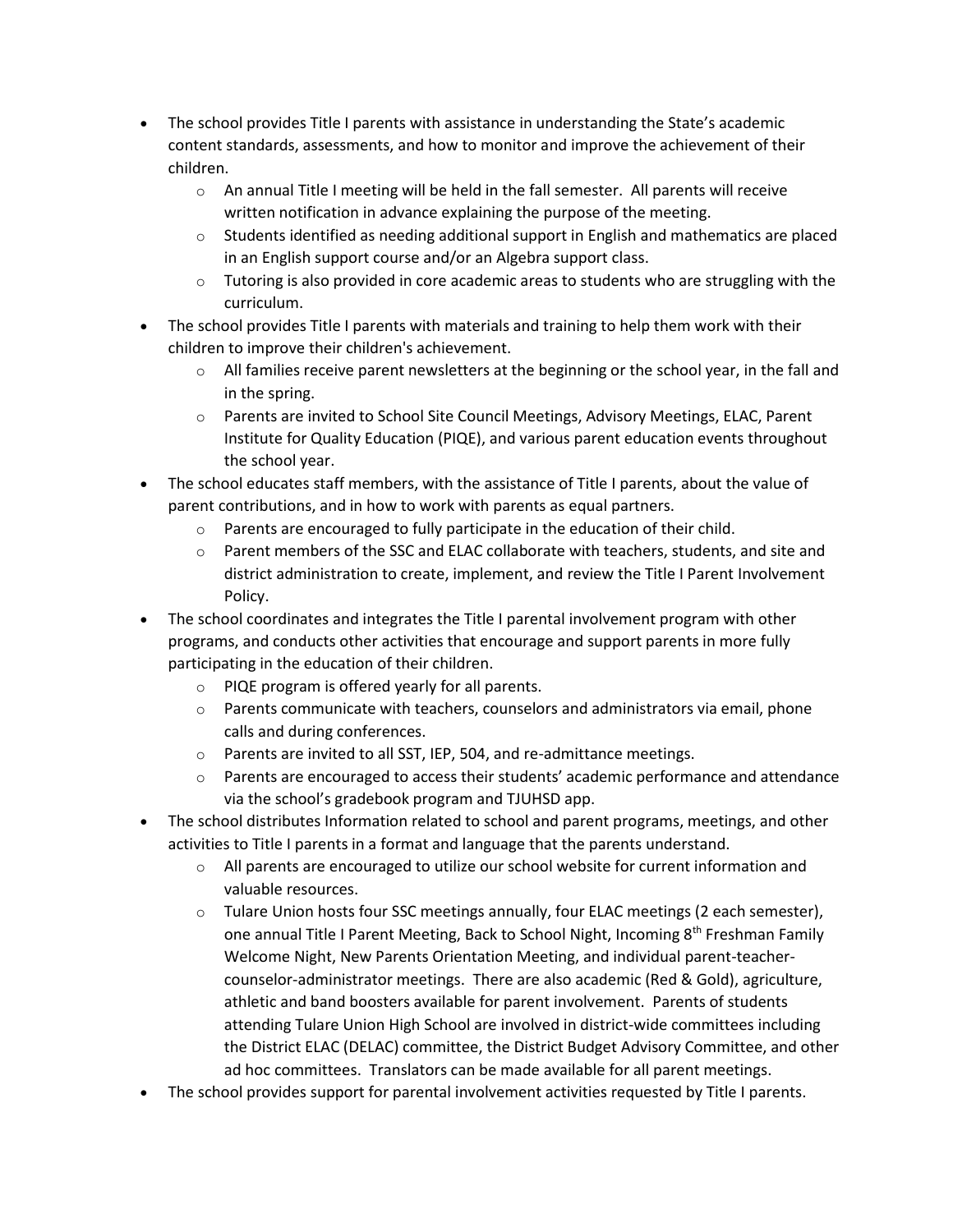- The school provides Title I parents with assistance in understanding the State's academic content standards, assessments, and how to monitor and improve the achievement of their children.
    - An annual Title I meeting will be held in the fall semester. All parents will receive written notification in advance explaining the purpose of the meeting.
    - Students identified as needing additional support in English and mathematics are placed in an English support course and/or an Algebra support class.
    - Tutoring is also provided in core academic areas to students who are struggling with the curriculum.
- The school provides Title I parents with materials and training to help them work with their children to improve their children's achievement.
    - All families receive parent newsletters at the beginning or the school year, in the fall and in the spring.
    - Parents are invited to School Site Council Meetings, Advisory Meetings, ELAC, Parent Institute for Quality Education (PIQE), and various parent education events throughout the school year.
- The school educates staff members, with the assistance of Title I parents, about the value of parent contributions, and in how to work with parents as equal partners.
    - Parents are encouraged to fully participate in the education of their child.
    - Parent members of the SSC and ELAC collaborate with teachers, students, and site and district administration to create, implement, and review the Title I Parent Involvement Policy.
- The school coordinates and integrates the Title I parental involvement program with other programs, and conducts other activities that encourage and support parents in more fully participating in the education of their children.
    - PIQE program is offered yearly for all parents.
    - Parents communicate with teachers, counselors and administrators via email, phone calls and during conferences.
    - Parents are invited to all SST, IEP, 504, and re-admittance meetings.
    - Parents are encouraged to access their students' academic performance and attendance via the school's gradebook program and TJUHSD app.
- The school distributes Information related to school and parent programs, meetings, and other activities to Title I parents in a format and language that the parents understand.
    - All parents are encouraged to utilize our school website for current information and valuable resources.
    - Tulare Union hosts four SSC meetings annually, four ELAC meetings (2 each semester), one annual Title I Parent Meeting, Back to School Night, Incoming 8th Freshman Family Welcome Night, New Parents Orientation Meeting, and individual parent-teacher-counselor-administrator meetings. There are also academic (Red & Gold), agriculture, athletic and band boosters available for parent involvement. Parents of students attending Tulare Union High School are involved in district-wide committees including the District ELAC (DELAC) committee, the District Budget Advisory Committee, and other ad hoc committees. Translators can be made available for all parent meetings.
- The school provides support for parental involvement activities requested by Title I parents.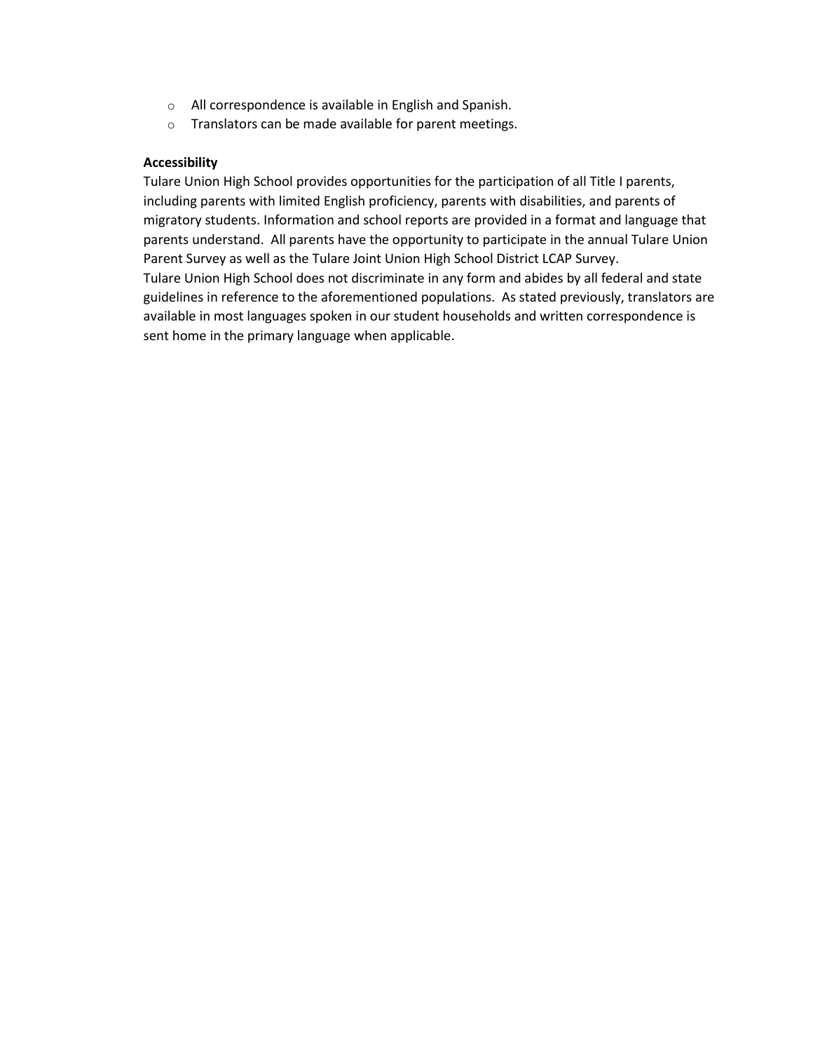- All correspondence is available in English and Spanish.
- Translators can be made available for parent meetings.

**Accessibility**

Tulare Union High School provides opportunities for the participation of all Title I parents, including parents with limited English proficiency, parents with disabilities, and parents of migratory students. Information and school reports are provided in a format and language that parents understand. All parents have the opportunity to participate in the annual Tulare Union Parent Survey as well as the Tulare Joint Union High School District LCAP Survey.

Tulare Union High School does not discriminate in any form and abides by all federal and state guidelines in reference to the aforementioned populations. As stated previously, translators are available in most languages spoken in our student households and written correspondence is sent home in the primary language when applicable.